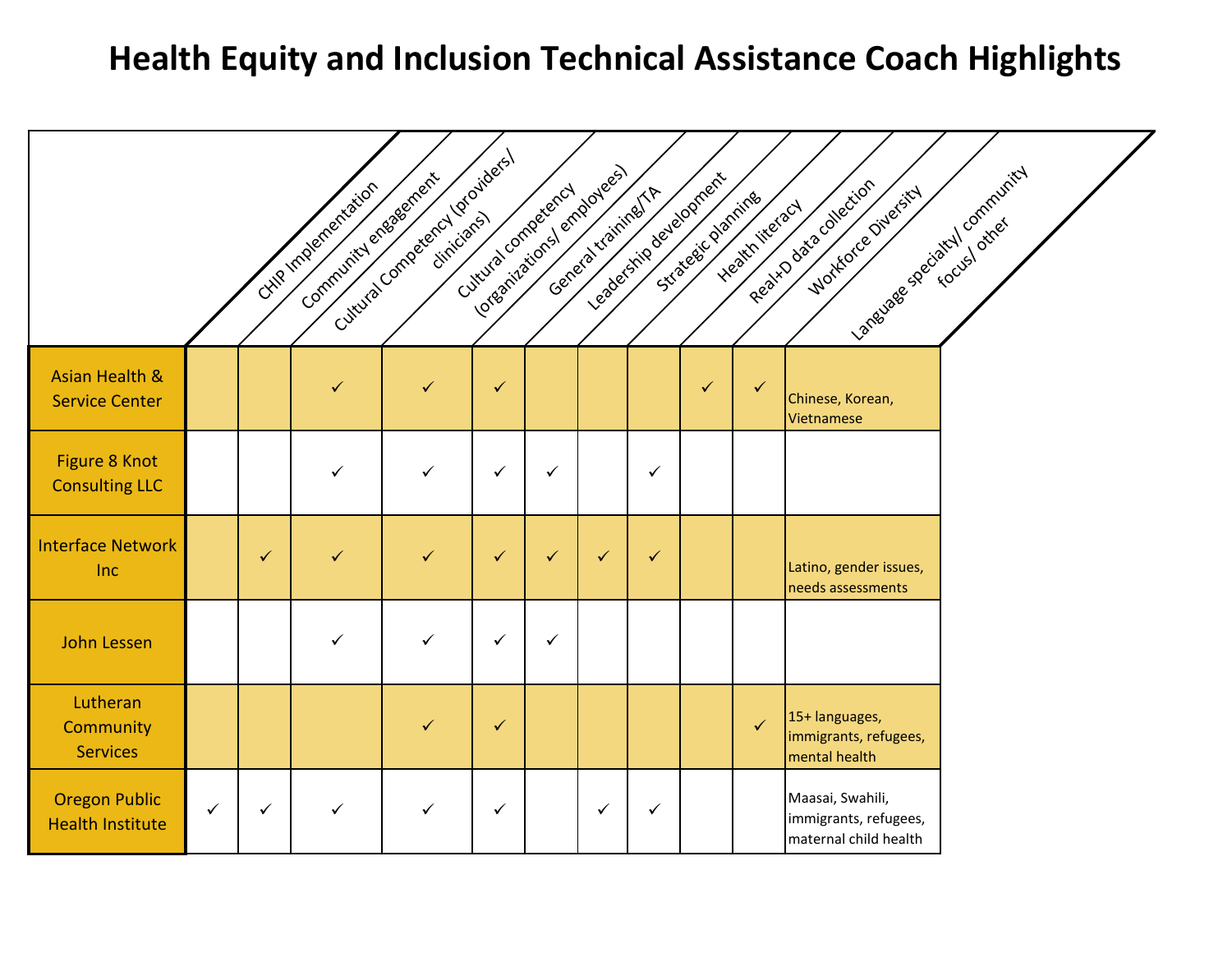# Health Equity and Inclusion Technical Assistance Coach Highlights

| | CHIP Implementation | Community engagement | Cultural Competency (providers/ clinicians) | Cultural competency (organizations/ employees) | General training/TA | Leadership development | Strategic planning | Health literacy | Real+D data collection | Workforce Diversity | Language specialty/ community focus/ other |
|---|---|---|---|---|---|---|---|---|---|---|---|
| **Asian Health & Service Center** | | | ✓ | ✓ | ✓ | | | | ✓ | ✓ | Chinese, Korean, Vietnamese |
| **Figure 8 Knot Consulting LLC** | | | ✓ | ✓ | ✓ | ✓ | | ✓ | | | |
| **Interface Network Inc** | | ✓ | ✓ | ✓ | ✓ | ✓ | ✓ | ✓ | | | Latino, gender issues, needs assessments |
| **John Lessen** | | | ✓ | ✓ | ✓ | ✓ | | | | | |
| **Lutheran Community Services** | | | | ✓ | ✓ | | | | | ✓ | 15+ languages, immigrants, refugees, mental health |
| **Oregon Public Health Institute** | ✓ | ✓ | ✓ | ✓ | ✓ | | ✓ | ✓ | | | Maasai, Swahili, immigrants, refugees, maternal child health |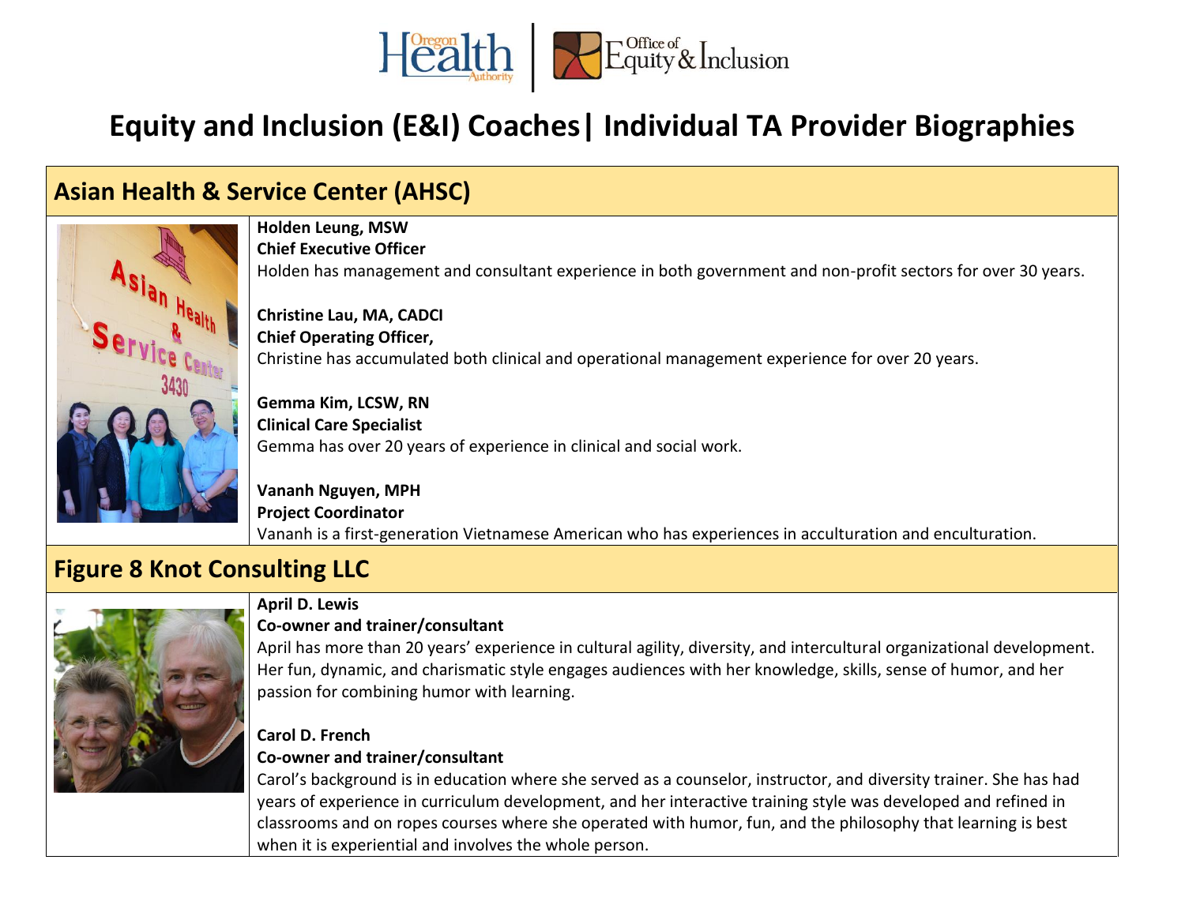# Equity and Inclusion (E&I) Coaches| Individual TA Provider Biographies

## Asian Health & Service Center (AHSC)

**Holden Leung, MSW**
**Chief Executive Officer**
Holden has management and consultant experience in both government and non-profit sectors for over 30 years.

**Christine Lau, MA, CADCI**
**Chief Operating Officer,**
Christine has accumulated both clinical and operational management experience for over 20 years.

**Gemma Kim, LCSW, RN**
**Clinical Care Specialist**
Gemma has over 20 years of experience in clinical and social work.

**Vananh Nguyen, MPH**
**Project Coordinator**
Vananh is a first-generation Vietnamese American who has experiences in acculturation and enculturation.

## Figure 8 Knot Consulting LLC

**April D. Lewis**
**Co-owner and trainer/consultant**
April has more than 20 years' experience in cultural agility, diversity, and intercultural organizational development. Her fun, dynamic, and charismatic style engages audiences with her knowledge, skills, sense of humor, and her passion for combining humor with learning.

**Carol D. French**
**Co-owner and trainer/consultant**
Carol's background is in education where she served as a counselor, instructor, and diversity trainer. She has had years of experience in curriculum development, and her interactive training style was developed and refined in classrooms and on ropes courses where she operated with humor, fun, and the philosophy that learning is best when it is experiential and involves the whole person.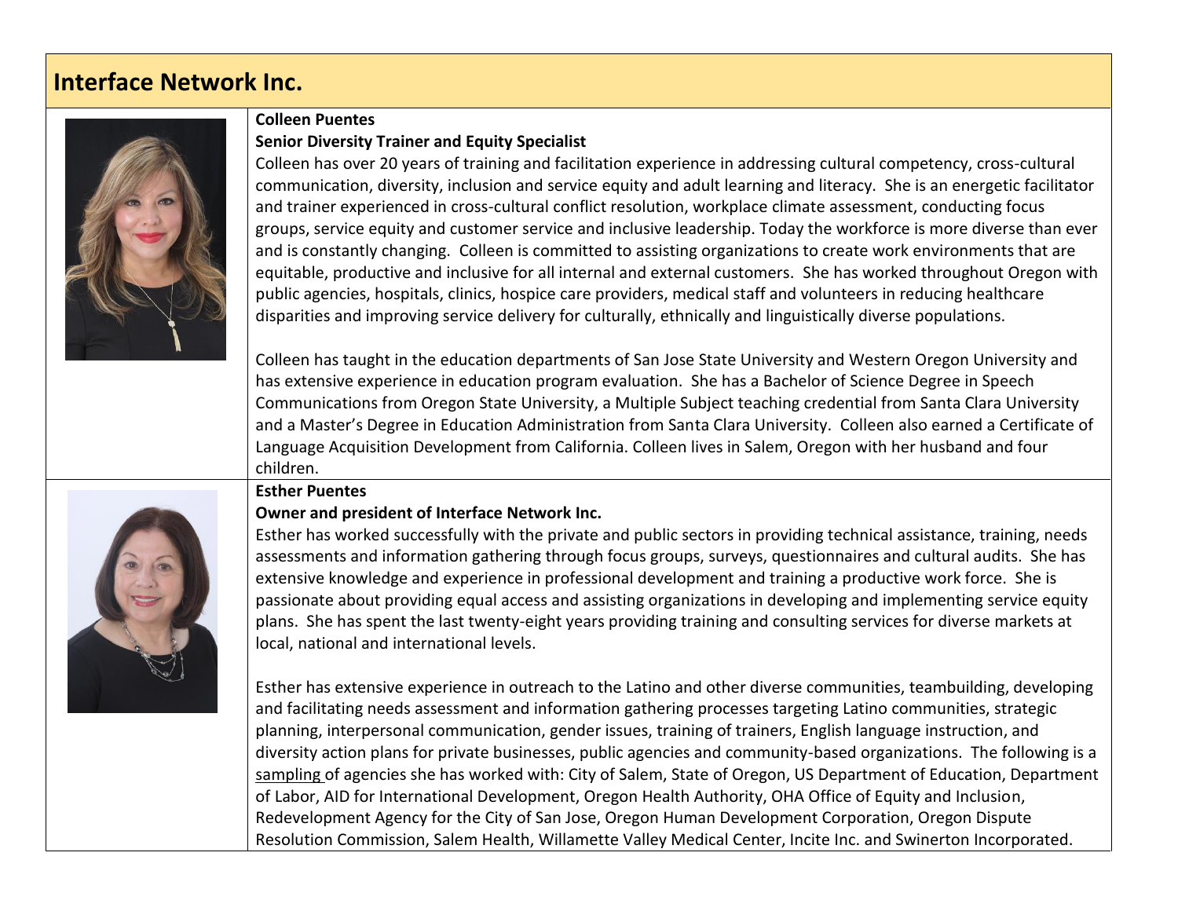## Interface Network Inc.

**Colleen Puentes**

**Senior Diversity Trainer and Equity Specialist**

Colleen has over 20 years of training and facilitation experience in addressing cultural competency, cross-cultural communication, diversity, inclusion and service equity and adult learning and literacy. She is an energetic facilitator and trainer experienced in cross-cultural conflict resolution, workplace climate assessment, conducting focus groups, service equity and customer service and inclusive leadership. Today the workforce is more diverse than ever and is constantly changing. Colleen is committed to assisting organizations to create work environments that are equitable, productive and inclusive for all internal and external customers. She has worked throughout Oregon with public agencies, hospitals, clinics, hospice care providers, medical staff and volunteers in reducing healthcare disparities and improving service delivery for culturally, ethnically and linguistically diverse populations.

Colleen has taught in the education departments of San Jose State University and Western Oregon University and has extensive experience in education program evaluation. She has a Bachelor of Science Degree in Speech Communications from Oregon State University, a Multiple Subject teaching credential from Santa Clara University and a Master's Degree in Education Administration from Santa Clara University. Colleen also earned a Certificate of Language Acquisition Development from California. Colleen lives in Salem, Oregon with her husband and four children.

**Esther Puentes**

**Owner and president of Interface Network Inc.**

Esther has worked successfully with the private and public sectors in providing technical assistance, training, needs assessments and information gathering through focus groups, surveys, questionnaires and cultural audits. She has extensive knowledge and experience in professional development and training a productive work force. She is passionate about providing equal access and assisting organizations in developing and implementing service equity plans. She has spent the last twenty-eight years providing training and consulting services for diverse markets at local, national and international levels.

Esther has extensive experience in outreach to the Latino and other diverse communities, teambuilding, developing and facilitating needs assessment and information gathering processes targeting Latino communities, strategic planning, interpersonal communication, gender issues, training of trainers, English language instruction, and diversity action plans for private businesses, public agencies and community-based organizations. The following is a <u>sampling</u> of agencies she has worked with: City of Salem, State of Oregon, US Department of Education, Department of Labor, AID for International Development, Oregon Health Authority, OHA Office of Equity and Inclusion, Redevelopment Agency for the City of San Jose, Oregon Human Development Corporation, Oregon Dispute Resolution Commission, Salem Health, Willamette Valley Medical Center, Incite Inc. and Swinerton Incorporated.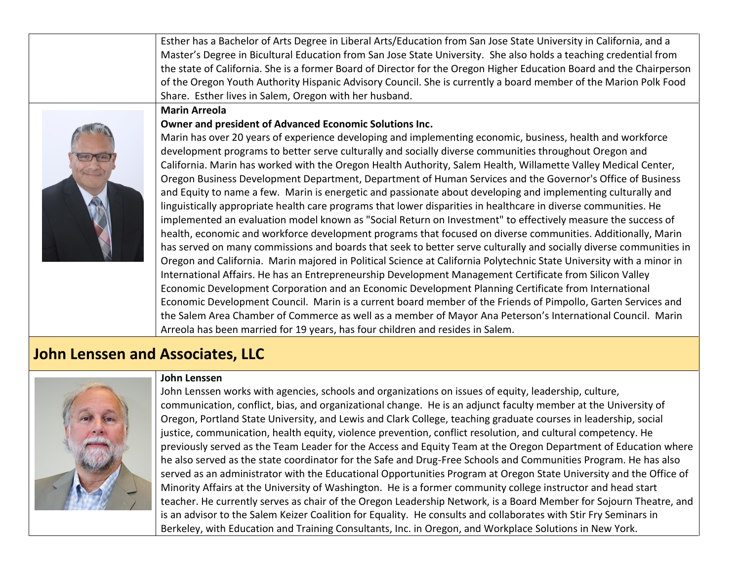Esther has a Bachelor of Arts Degree in Liberal Arts/Education from San Jose State University in California, and a Master's Degree in Bicultural Education from San Jose State University. She also holds a teaching credential from the state of California. She is a former Board of Director for the Oregon Higher Education Board and the Chairperson of the Oregon Youth Authority Hispanic Advisory Council. She is currently a board member of the Marion Polk Food Share. Esther lives in Salem, Oregon with her husband.

**Marin Arreola**

**Owner and president of Advanced Economic Solutions Inc.**

Marin has over 20 years of experience developing and implementing economic, business, health and workforce development programs to better serve culturally and socially diverse communities throughout Oregon and California. Marin has worked with the Oregon Health Authority, Salem Health, Willamette Valley Medical Center, Oregon Business Development Department, Department of Human Services and the Governor's Office of Business and Equity to name a few. Marin is energetic and passionate about developing and implementing culturally and linguistically appropriate health care programs that lower disparities in healthcare in diverse communities. He implemented an evaluation model known as "Social Return on Investment" to effectively measure the success of health, economic and workforce development programs that focused on diverse communities. Additionally, Marin has served on many commissions and boards that seek to better serve culturally and socially diverse communities in Oregon and California. Marin majored in Political Science at California Polytechnic State University with a minor in International Affairs. He has an Entrepreneurship Development Management Certificate from Silicon Valley Economic Development Corporation and an Economic Development Planning Certificate from International Economic Development Council. Marin is a current board member of the Friends of Pimpollo, Garten Services and the Salem Area Chamber of Commerce as well as a member of Mayor Ana Peterson's International Council. Marin Arreola has been married for 19 years, has four children and resides in Salem.

## John Lenssen and Associates, LLC

**John Lenssen**

John Lenssen works with agencies, schools and organizations on issues of equity, leadership, culture, communication, conflict, bias, and organizational change. He is an adjunct faculty member at the University of Oregon, Portland State University, and Lewis and Clark College, teaching graduate courses in leadership, social justice, communication, health equity, violence prevention, conflict resolution, and cultural competency. He previously served as the Team Leader for the Access and Equity Team at the Oregon Department of Education where he also served as the state coordinator for the Safe and Drug-Free Schools and Communities Program. He has also served as an administrator with the Educational Opportunities Program at Oregon State University and the Office of Minority Affairs at the University of Washington. He is a former community college instructor and head start teacher. He currently serves as chair of the Oregon Leadership Network, is a Board Member for Sojourn Theatre, and is an advisor to the Salem Keizer Coalition for Equality. He consults and collaborates with Stir Fry Seminars in Berkeley, with Education and Training Consultants, Inc. in Oregon, and Workplace Solutions in New York.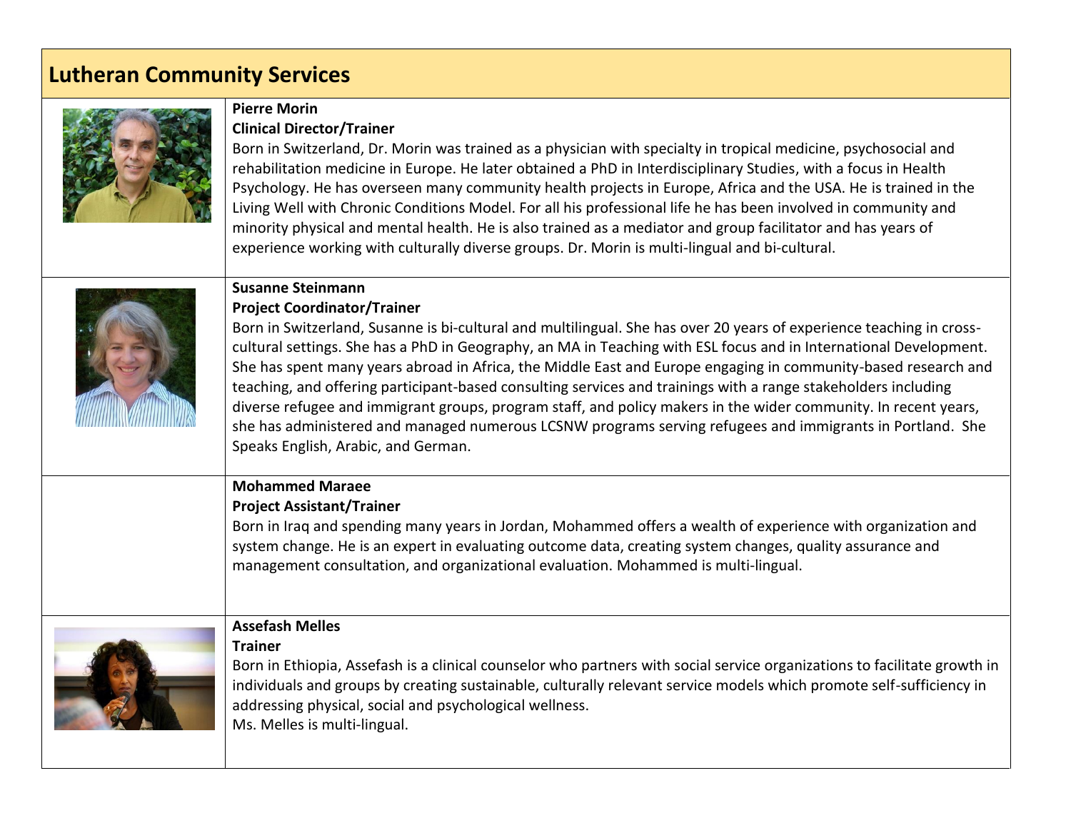## Lutheran Community Services

**Pierre Morin**
**Clinical Director/Trainer**

Born in Switzerland, Dr. Morin was trained as a physician with specialty in tropical medicine, psychosocial and rehabilitation medicine in Europe. He later obtained a PhD in Interdisciplinary Studies, with a focus in Health Psychology. He has overseen many community health projects in Europe, Africa and the USA. He is trained in the Living Well with Chronic Conditions Model. For all his professional life he has been involved in community and minority physical and mental health. He is also trained as a mediator and group facilitator and has years of experience working with culturally diverse groups. Dr. Morin is multi-lingual and bi-cultural.

**Susanne Steinmann**
**Project Coordinator/Trainer**

Born in Switzerland, Susanne is bi-cultural and multilingual. She has over 20 years of experience teaching in cross-cultural settings. She has a PhD in Geography, an MA in Teaching with ESL focus and in International Development. She has spent many years abroad in Africa, the Middle East and Europe engaging in community-based research and teaching, and offering participant-based consulting services and trainings with a range stakeholders including diverse refugee and immigrant groups, program staff, and policy makers in the wider community. In recent years, she has administered and managed numerous LCSNW programs serving refugees and immigrants in Portland. She Speaks English, Arabic, and German.

**Mohammed Maraee**
**Project Assistant/Trainer**

Born in Iraq and spending many years in Jordan, Mohammed offers a wealth of experience with organization and system change. He is an expert in evaluating outcome data, creating system changes, quality assurance and management consultation, and organizational evaluation. Mohammed is multi-lingual.

**Assefash Melles**
**Trainer**

Born in Ethiopia, Assefash is a clinical counselor who partners with social service organizations to facilitate growth in individuals and groups by creating sustainable, culturally relevant service models which promote self-sufficiency in addressing physical, social and psychological wellness.
Ms. Melles is multi-lingual.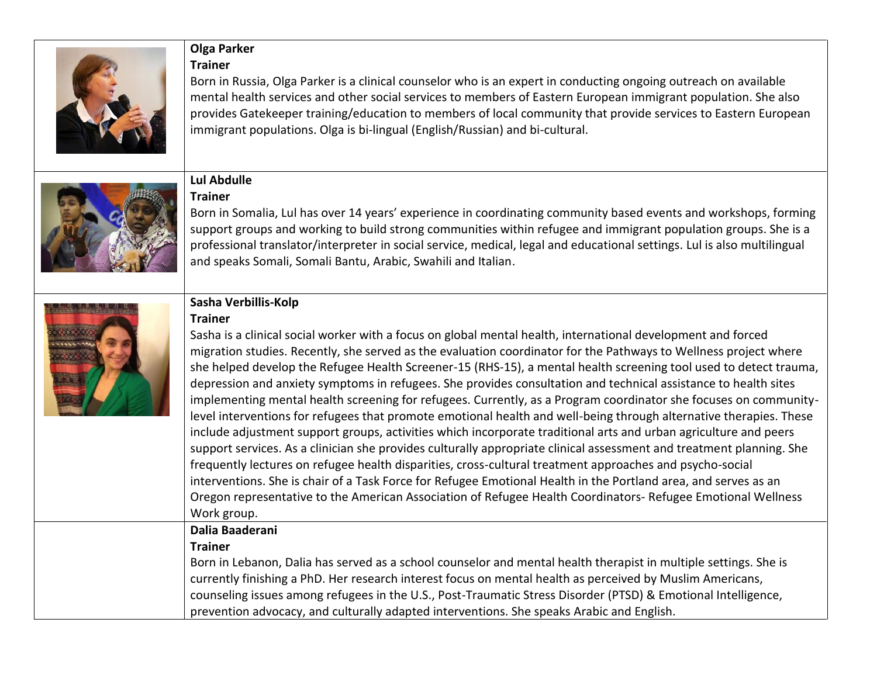**Olga Parker**
**Trainer**
Born in Russia, Olga Parker is a clinical counselor who is an expert in conducting ongoing outreach on available mental health services and other social services to members of Eastern European immigrant population. She also provides Gatekeeper training/education to members of local community that provide services to Eastern European immigrant populations. Olga is bi-lingual (English/Russian) and bi-cultural.

**Lul Abdulle**
**Trainer**
Born in Somalia, Lul has over 14 years' experience in coordinating community based events and workshops, forming support groups and working to build strong communities within refugee and immigrant population groups. She is a professional translator/interpreter in social service, medical, legal and educational settings. Lul is also multilingual and speaks Somali, Somali Bantu, Arabic, Swahili and Italian.

**Sasha Verbillis-Kolp**
**Trainer**
Sasha is a clinical social worker with a focus on global mental health, international development and forced migration studies. Recently, she served as the evaluation coordinator for the Pathways to Wellness project where she helped develop the Refugee Health Screener-15 (RHS-15), a mental health screening tool used to detect trauma, depression and anxiety symptoms in refugees. She provides consultation and technical assistance to health sites implementing mental health screening for refugees. Currently, as a Program coordinator she focuses on community-level interventions for refugees that promote emotional health and well-being through alternative therapies. These include adjustment support groups, activities which incorporate traditional arts and urban agriculture and peers support services. As a clinician she provides culturally appropriate clinical assessment and treatment planning. She frequently lectures on refugee health disparities, cross-cultural treatment approaches and psycho-social interventions. She is chair of a Task Force for Refugee Emotional Health in the Portland area, and serves as an Oregon representative to the American Association of Refugee Health Coordinators- Refugee Emotional Wellness Work group.

**Dalia Baaderani**
**Trainer**
Born in Lebanon, Dalia has served as a school counselor and mental health therapist in multiple settings. She is currently finishing a PhD. Her research interest focus on mental health as perceived by Muslim Americans, counseling issues among refugees in the U.S., Post-Traumatic Stress Disorder (PTSD) & Emotional Intelligence, prevention advocacy, and culturally adapted interventions. She speaks Arabic and English.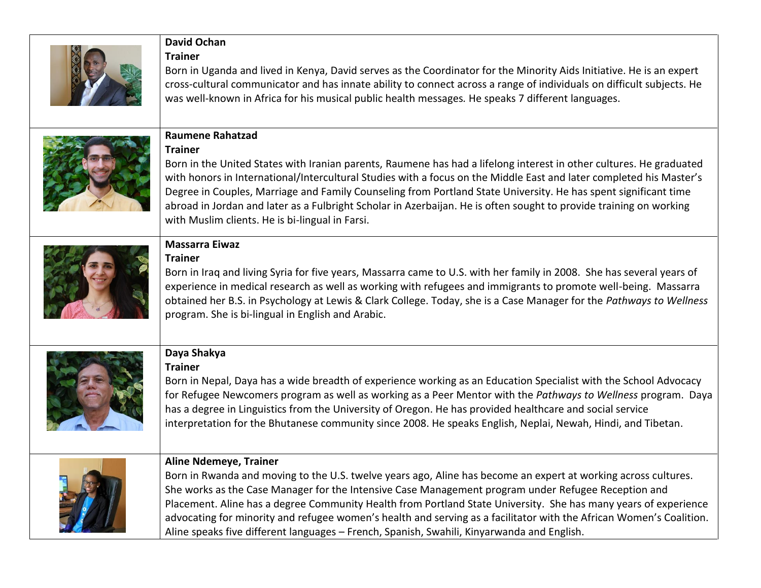**David Ochan**
**Trainer**
Born in Uganda and lived in Kenya, David serves as the Coordinator for the Minority Aids Initiative. He is an expert cross-cultural communicator and has innate ability to connect across a range of individuals on difficult subjects. He was well-known in Africa for his musical public health messages. He speaks 7 different languages.

**Raumene Rahatzad**
**Trainer**
Born in the United States with Iranian parents, Raumene has had a lifelong interest in other cultures. He graduated with honors in International/Intercultural Studies with a focus on the Middle East and later completed his Master's Degree in Couples, Marriage and Family Counseling from Portland State University. He has spent significant time abroad in Jordan and later as a Fulbright Scholar in Azerbaijan. He is often sought to provide training on working with Muslim clients. He is bi-lingual in Farsi.

**Massarra Eiwaz**
**Trainer**
Born in Iraq and living Syria for five years, Massarra came to U.S. with her family in 2008. She has several years of experience in medical research as well as working with refugees and immigrants to promote well-being. Massarra obtained her B.S. in Psychology at Lewis & Clark College. Today, she is a Case Manager for the *Pathways to Wellness* program. She is bi-lingual in English and Arabic.

**Daya Shakya**
**Trainer**
Born in Nepal, Daya has a wide breadth of experience working as an Education Specialist with the School Advocacy for Refugee Newcomers program as well as working as a Peer Mentor with the *Pathways to Wellness* program. Daya has a degree in Linguistics from the University of Oregon. He has provided healthcare and social service interpretation for the Bhutanese community since 2008. He speaks English, Neplai, Newah, Hindi, and Tibetan.

**Aline Ndemeye, Trainer**
Born in Rwanda and moving to the U.S. twelve years ago, Aline has become an expert at working across cultures. She works as the Case Manager for the Intensive Case Management program under Refugee Reception and Placement. Aline has a degree Community Health from Portland State University. She has many years of experience advocating for minority and refugee women's health and serving as a facilitator with the African Women's Coalition. Aline speaks five different languages – French, Spanish, Swahili, Kinyarwanda and English.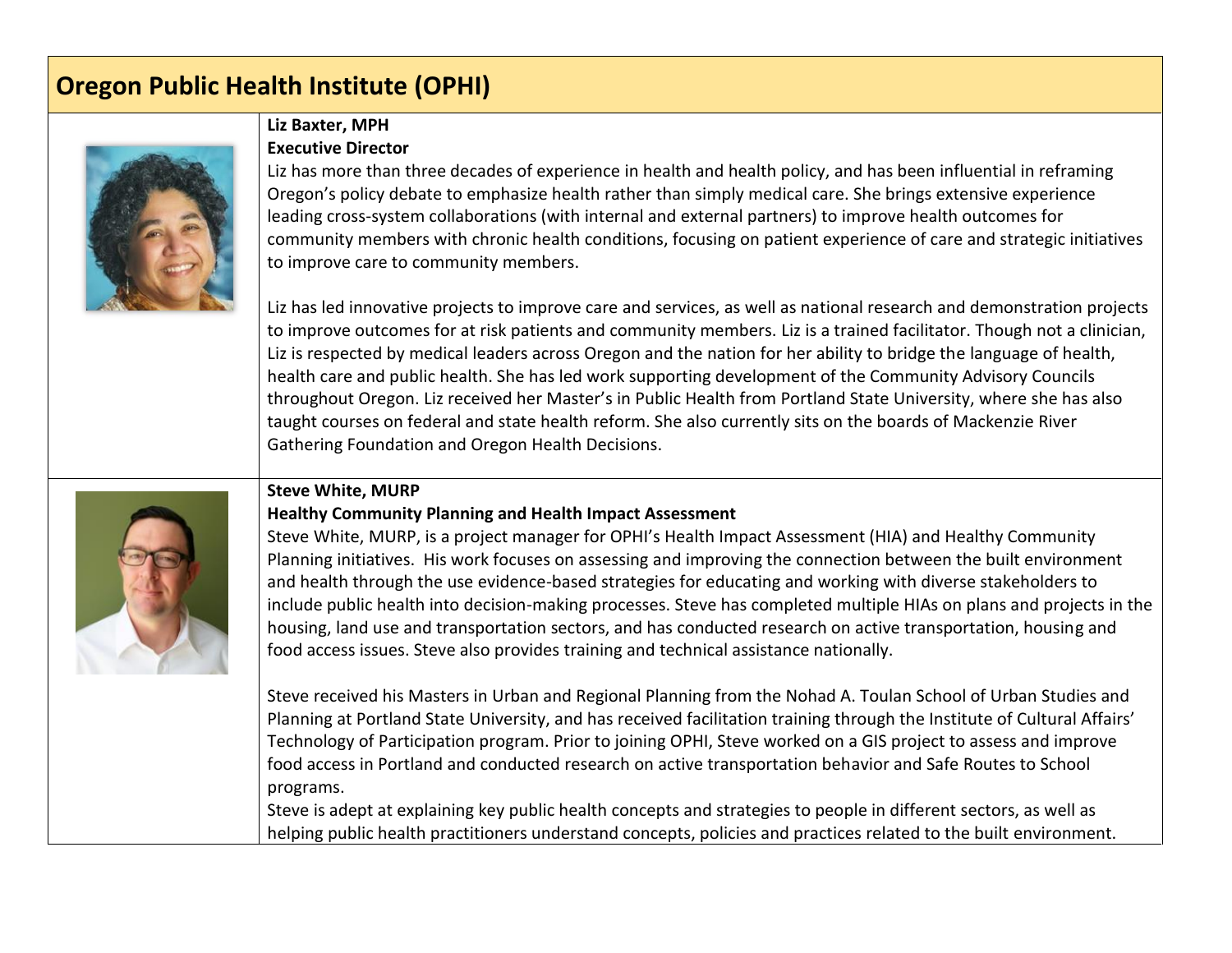## Oregon Public Health Institute (OPHI)

**Liz Baxter, MPH**
**Executive Director**

Liz has more than three decades of experience in health and health policy, and has been influential in reframing Oregon's policy debate to emphasize health rather than simply medical care. She brings extensive experience leading cross-system collaborations (with internal and external partners) to improve health outcomes for community members with chronic health conditions, focusing on patient experience of care and strategic initiatives to improve care to community members.

Liz has led innovative projects to improve care and services, as well as national research and demonstration projects to improve outcomes for at risk patients and community members. Liz is a trained facilitator. Though not a clinician, Liz is respected by medical leaders across Oregon and the nation for her ability to bridge the language of health, health care and public health. She has led work supporting development of the Community Advisory Councils throughout Oregon. Liz received her Master's in Public Health from Portland State University, where she has also taught courses on federal and state health reform. She also currently sits on the boards of Mackenzie River Gathering Foundation and Oregon Health Decisions.

**Steve White, MURP**
**Healthy Community Planning and Health Impact Assessment**

Steve White, MURP, is a project manager for OPHI's Health Impact Assessment (HIA) and Healthy Community Planning initiatives. His work focuses on assessing and improving the connection between the built environment and health through the use evidence-based strategies for educating and working with diverse stakeholders to include public health into decision-making processes. Steve has completed multiple HIAs on plans and projects in the housing, land use and transportation sectors, and has conducted research on active transportation, housing and food access issues. Steve also provides training and technical assistance nationally.

Steve received his Masters in Urban and Regional Planning from the Nohad A. Toulan School of Urban Studies and Planning at Portland State University, and has received facilitation training through the Institute of Cultural Affairs' Technology of Participation program. Prior to joining OPHI, Steve worked on a GIS project to assess and improve food access in Portland and conducted research on active transportation behavior and Safe Routes to School programs.

Steve is adept at explaining key public health concepts and strategies to people in different sectors, as well as helping public health practitioners understand concepts, policies and practices related to the built environment.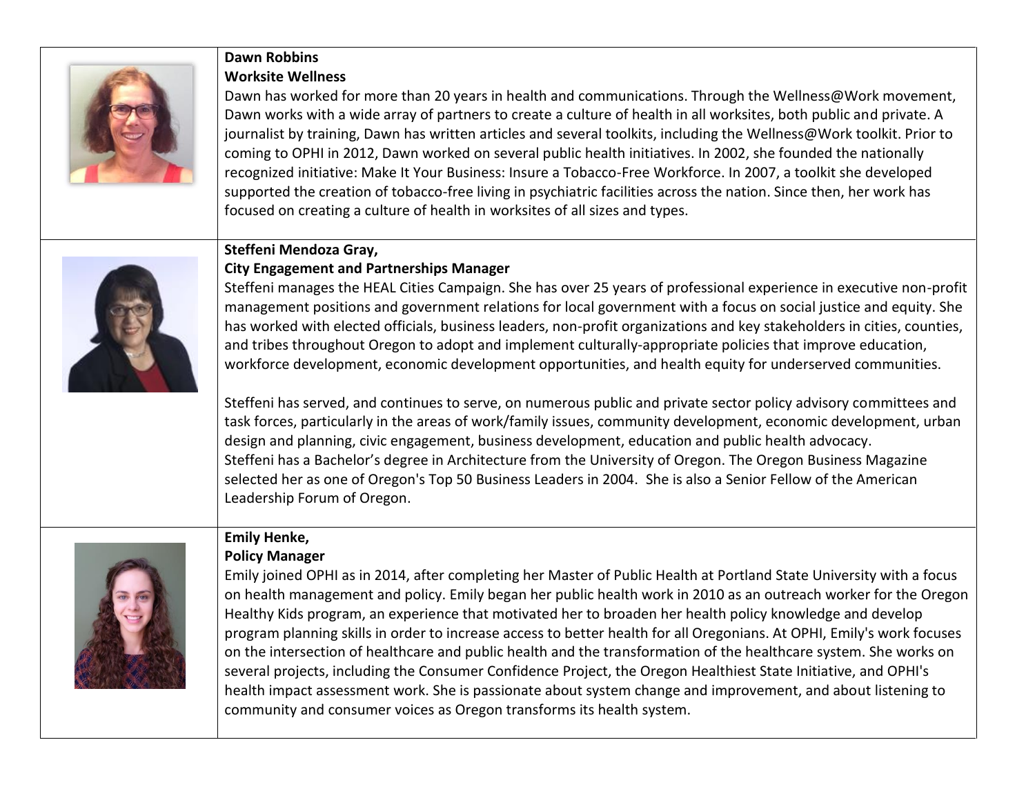**Dawn Robbins**
**Worksite Wellness**
Dawn has worked for more than 20 years in health and communications. Through the Wellness@Work movement, Dawn works with a wide array of partners to create a culture of health in all worksites, both public and private. A journalist by training, Dawn has written articles and several toolkits, including the Wellness@Work toolkit. Prior to coming to OPHI in 2012, Dawn worked on several public health initiatives. In 2002, she founded the nationally recognized initiative: Make It Your Business: Insure a Tobacco-Free Workforce. In 2007, a toolkit she developed supported the creation of tobacco-free living in psychiatric facilities across the nation. Since then, her work has focused on creating a culture of health in worksites of all sizes and types.

**Steffeni Mendoza Gray,**
**City Engagement and Partnerships Manager**
Steffeni manages the HEAL Cities Campaign. She has over 25 years of professional experience in executive non-profit management positions and government relations for local government with a focus on social justice and equity. She has worked with elected officials, business leaders, non-profit organizations and key stakeholders in cities, counties, and tribes throughout Oregon to adopt and implement culturally-appropriate policies that improve education, workforce development, economic development opportunities, and health equity for underserved communities.

Steffeni has served, and continues to serve, on numerous public and private sector policy advisory committees and task forces, particularly in the areas of work/family issues, community development, economic development, urban design and planning, civic engagement, business development, education and public health advocacy.
Steffeni has a Bachelor's degree in Architecture from the University of Oregon. The Oregon Business Magazine selected her as one of Oregon's Top 50 Business Leaders in 2004. She is also a Senior Fellow of the American Leadership Forum of Oregon.

**Emily Henke,**
**Policy Manager**
Emily joined OPHI as in 2014, after completing her Master of Public Health at Portland State University with a focus on health management and policy. Emily began her public health work in 2010 as an outreach worker for the Oregon Healthy Kids program, an experience that motivated her to broaden her health policy knowledge and develop program planning skills in order to increase access to better health for all Oregonians. At OPHI, Emily's work focuses on the intersection of healthcare and public health and the transformation of the healthcare system. She works on several projects, including the Consumer Confidence Project, the Oregon Healthiest State Initiative, and OPHI's health impact assessment work. She is passionate about system change and improvement, and about listening to community and consumer voices as Oregon transforms its health system.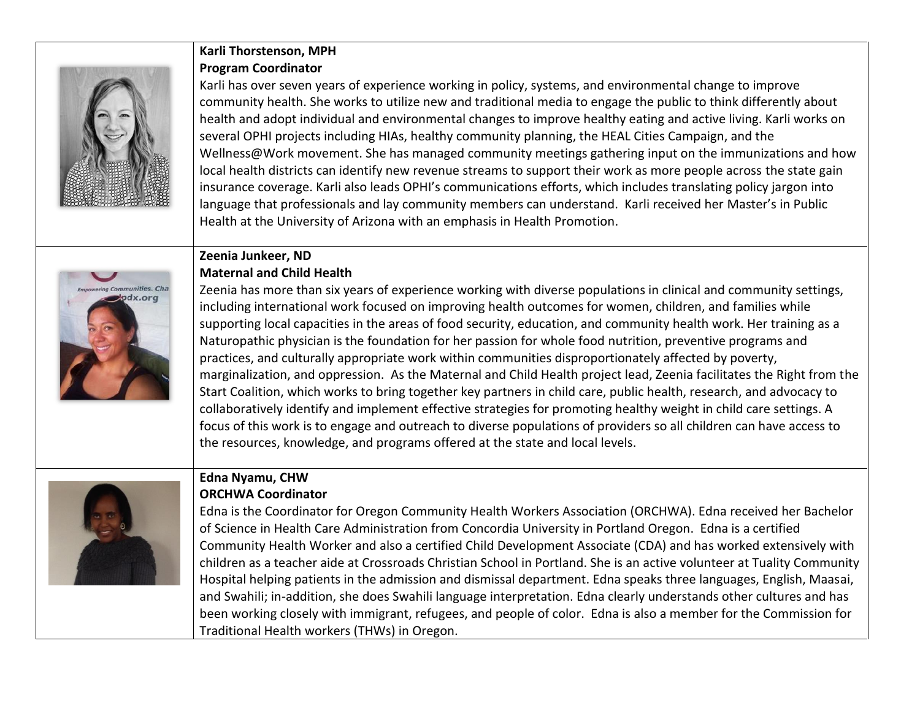**Karli Thorstenson, MPH**
**Program Coordinator**

Karli has over seven years of experience working in policy, systems, and environmental change to improve community health. She works to utilize new and traditional media to engage the public to think differently about health and adopt individual and environmental changes to improve healthy eating and active living. Karli works on several OPHI projects including HIAs, healthy community planning, the HEAL Cities Campaign, and the Wellness@Work movement. She has managed community meetings gathering input on the immunizations and how local health districts can identify new revenue streams to support their work as more people across the state gain insurance coverage. Karli also leads OPHI's communications efforts, which includes translating policy jargon into language that professionals and lay community members can understand. Karli received her Master's in Public Health at the University of Arizona with an emphasis in Health Promotion.

**Zeenia Junkeer, ND**
**Maternal and Child Health**

Zeenia has more than six years of experience working with diverse populations in clinical and community settings, including international work focused on improving health outcomes for women, children, and families while supporting local capacities in the areas of food security, education, and community health work. Her training as a Naturopathic physician is the foundation for her passion for whole food nutrition, preventive programs and practices, and culturally appropriate work within communities disproportionately affected by poverty, marginalization, and oppression. As the Maternal and Child Health project lead, Zeenia facilitates the Right from the Start Coalition, which works to bring together key partners in child care, public health, research, and advocacy to collaboratively identify and implement effective strategies for promoting healthy weight in child care settings. A focus of this work is to engage and outreach to diverse populations of providers so all children can have access to the resources, knowledge, and programs offered at the state and local levels.

**Edna Nyamu, CHW**
**ORCHWA Coordinator**

Edna is the Coordinator for Oregon Community Health Workers Association (ORCHWA). Edna received her Bachelor of Science in Health Care Administration from Concordia University in Portland Oregon. Edna is a certified Community Health Worker and also a certified Child Development Associate (CDA) and has worked extensively with children as a teacher aide at Crossroads Christian School in Portland. She is an active volunteer at Tuality Community Hospital helping patients in the admission and dismissal department. Edna speaks three languages, English, Maasai, and Swahili; in-addition, she does Swahili language interpretation. Edna clearly understands other cultures and has been working closely with immigrant, refugees, and people of color. Edna is also a member for the Commission for Traditional Health workers (THWs) in Oregon.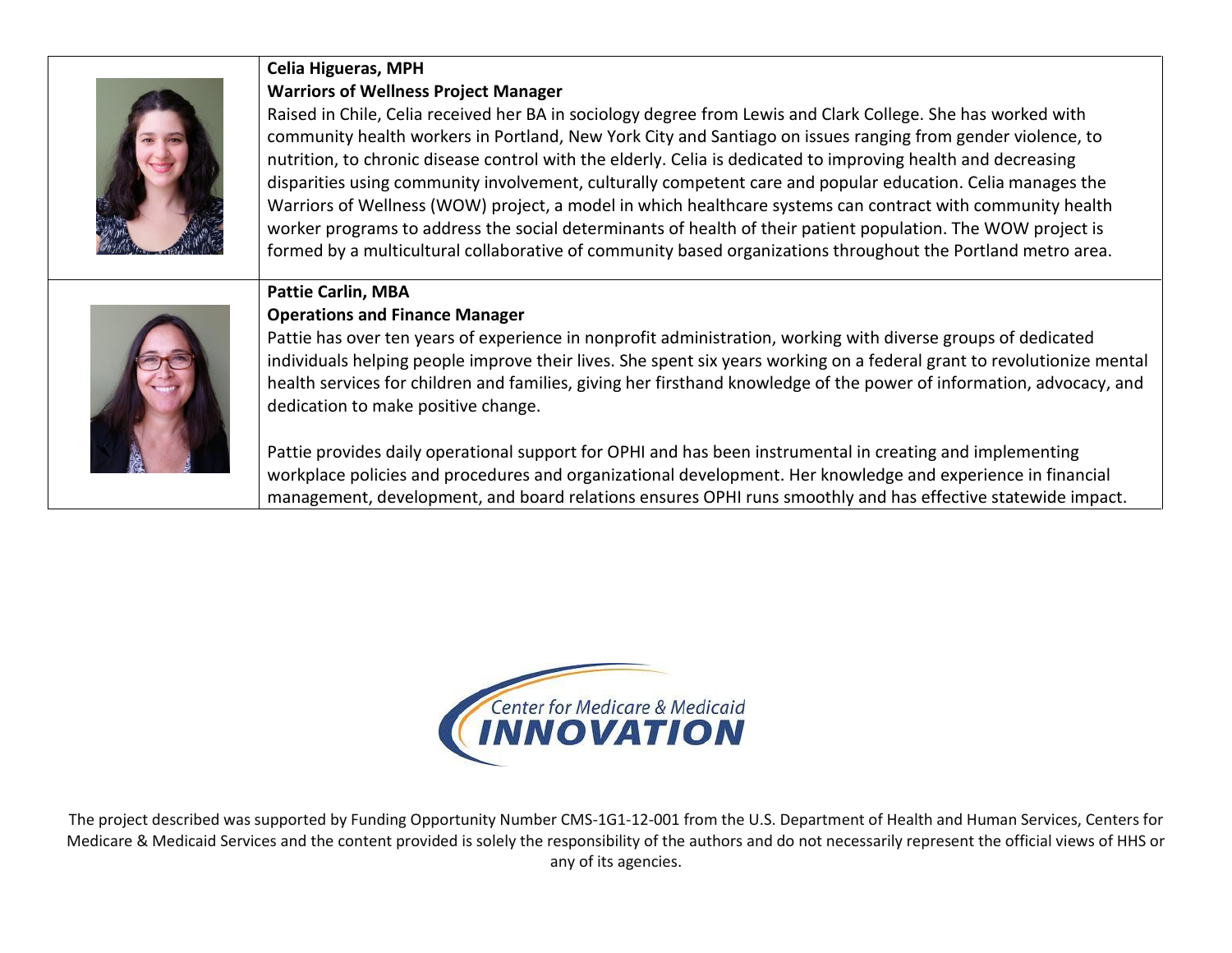**Celia Higueras, MPH**
**Warriors of Wellness Project Manager**

Raised in Chile, Celia received her BA in sociology degree from Lewis and Clark College. She has worked with community health workers in Portland, New York City and Santiago on issues ranging from gender violence, to nutrition, to chronic disease control with the elderly. Celia is dedicated to improving health and decreasing disparities using community involvement, culturally competent care and popular education. Celia manages the Warriors of Wellness (WOW) project, a model in which healthcare systems can contract with community health worker programs to address the social determinants of health of their patient population. The WOW project is formed by a multicultural collaborative of community based organizations throughout the Portland metro area.

**Pattie Carlin, MBA**
**Operations and Finance Manager**

Pattie has over ten years of experience in nonprofit administration, working with diverse groups of dedicated individuals helping people improve their lives. She spent six years working on a federal grant to revolutionize mental health services for children and families, giving her firsthand knowledge of the power of information, advocacy, and dedication to make positive change.

Pattie provides daily operational support for OPHI and has been instrumental in creating and implementing workplace policies and procedures and organizational development. Her knowledge and experience in financial management, development, and board relations ensures OPHI runs smoothly and has effective statewide impact.

Center for Medicare & Medicaid
INNOVATION

The project described was supported by Funding Opportunity Number CMS-1G1-12-001 from the U.S. Department of Health and Human Services, Centers for Medicare & Medicaid Services and the content provided is solely the responsibility of the authors and do not necessarily represent the official views of HHS or any of its agencies.